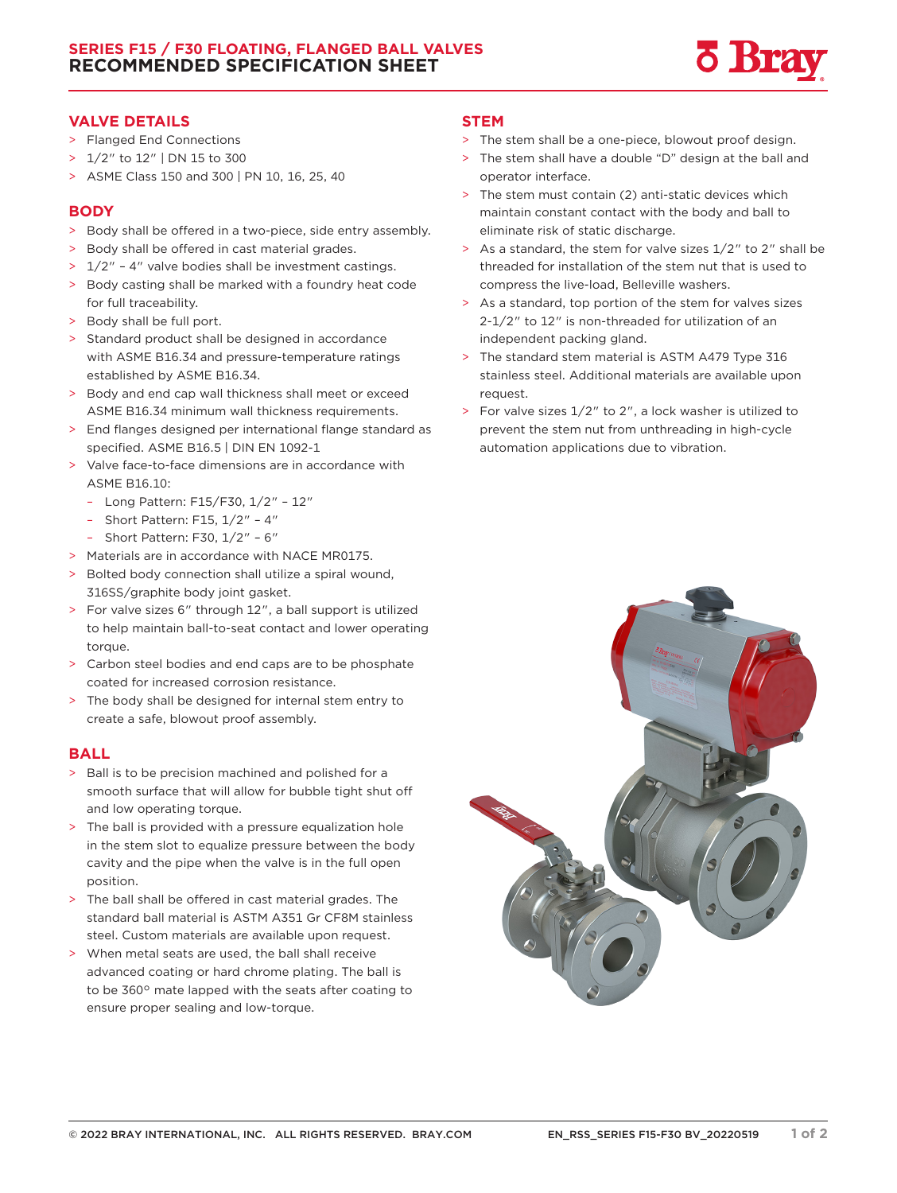# SERIES F15 / F30 FLOATING, FLANGED BALL VALVES
# RECOMMENDED SPECIFICATION SHEET

## VALVE DETAILS

- Flanged End Connections
- 1/2″ to 12″ | DN 15 to 300
- ASME Class 150 and 300 | PN 10, 16, 25, 40

## BODY

- Body shall be offered in a two-piece, side entry assembly.
- Body shall be offered in cast material grades.
- 1/2″ – 4″ valve bodies shall be investment castings.
- Body casting shall be marked with a foundry heat code for full traceability.
- Body shall be full port.
- Standard product shall be designed in accordance with ASME B16.34 and pressure-temperature ratings established by ASME B16.34.
- Body and end cap wall thickness shall meet or exceed ASME B16.34 minimum wall thickness requirements.
- End flanges designed per international flange standard as specified. ASME B16.5 | DIN EN 1092-1
- Valve face-to-face dimensions are in accordance with ASME B16.10:
  - Long Pattern: F15/F30, 1/2″ – 12″
  - Short Pattern: F15, 1/2″ – 4″
  - Short Pattern: F30, 1/2″ – 6″
- Materials are in accordance with NACE MR0175.
- Bolted body connection shall utilize a spiral wound, 316SS/graphite body joint gasket.
- For valve sizes 6″ through 12″, a ball support is utilized to help maintain ball-to-seat contact and lower operating torque.
- Carbon steel bodies and end caps are to be phosphate coated for increased corrosion resistance.
- The body shall be designed for internal stem entry to create a safe, blowout proof assembly.

## BALL

- Ball is to be precision machined and polished for a smooth surface that will allow for bubble tight shut off and low operating torque.
- The ball is provided with a pressure equalization hole in the stem slot to equalize pressure between the body cavity and the pipe when the valve is in the full open position.
- The ball shall be offered in cast material grades. The standard ball material is ASTM A351 Gr CF8M stainless steel. Custom materials are available upon request.
- When metal seats are used, the ball shall receive advanced coating or hard chrome plating. The ball is to be 360° mate lapped with the seats after coating to ensure proper sealing and low-torque.

## STEM

- The stem shall be a one-piece, blowout proof design.
- The stem shall have a double "D" design at the ball and operator interface.
- The stem must contain (2) anti-static devices which maintain constant contact with the body and ball to eliminate risk of static discharge.
- As a standard, the stem for valve sizes 1/2″ to 2″ shall be threaded for installation of the stem nut that is used to compress the live-load, Belleville washers.
- As a standard, top portion of the stem for valves sizes 2-1/2″ to 12″ is non-threaded for utilization of an independent packing gland.
- The standard stem material is ASTM A479 Type 316 stainless steel. Additional materials are available upon request.
- For valve sizes 1/2″ to 2″, a lock washer is utilized to prevent the stem nut from unthreading in high-cycle automation applications due to vibration.

© 2022 BRAY INTERNATIONAL, INC. ALL RIGHTS RESERVED. BRAY.COM EN_RSS_SERIES F15-F30 BV_20220519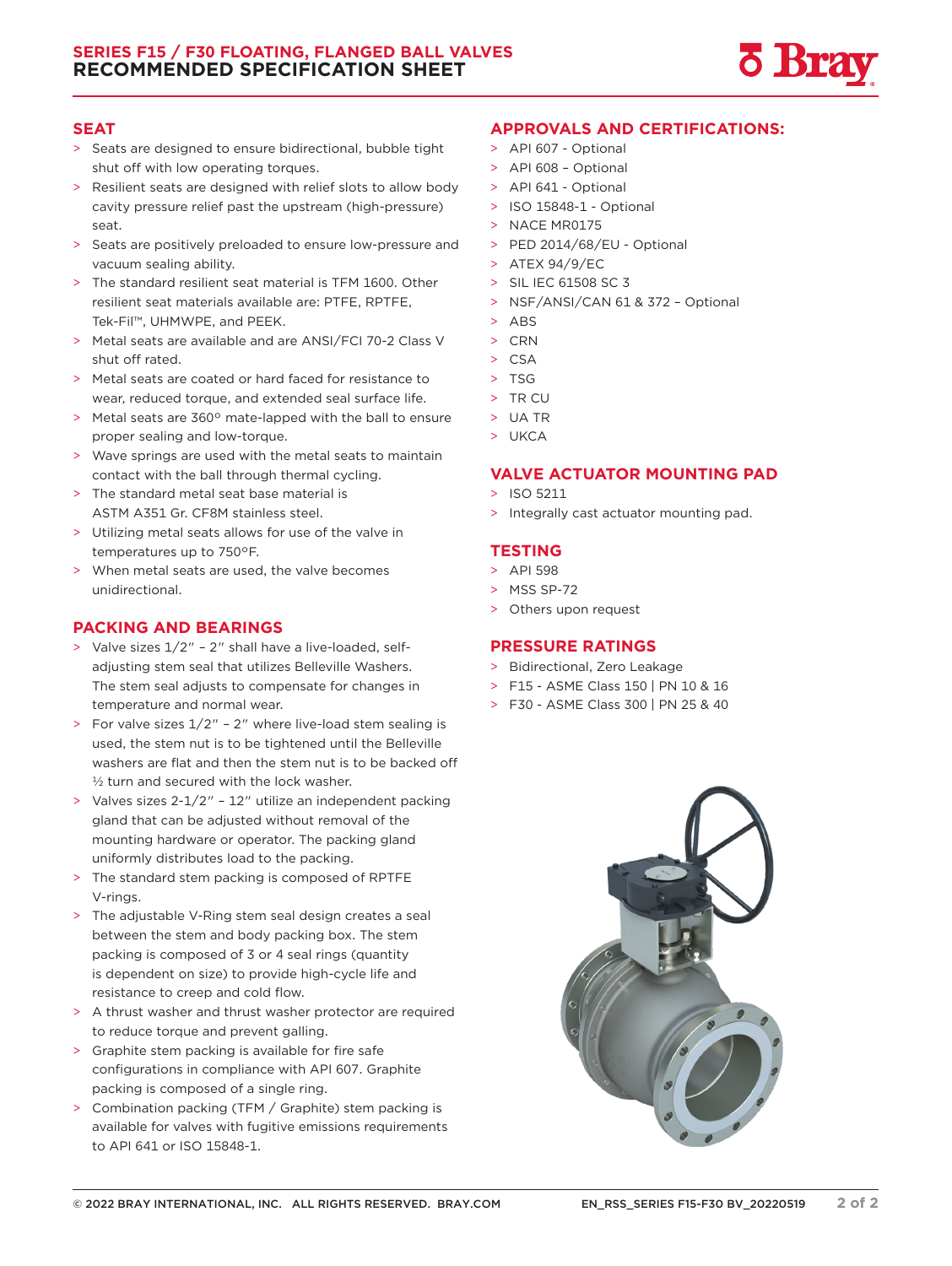# SERIES F15 / F30 FLOATING, FLANGED BALL VALVES
# RECOMMENDED SPECIFICATION SHEET

## SEAT

- Seats are designed to ensure bidirectional, bubble tight shut off with low operating torques.
- Resilient seats are designed with relief slots to allow body cavity pressure relief past the upstream (high-pressure) seat.
- Seats are positively preloaded to ensure low-pressure and vacuum sealing ability.
- The standard resilient seat material is TFM 1600. Other resilient seat materials available are: PTFE, RPTFE, Tek-Fil™, UHMWPE, and PEEK.
- Metal seats are available and are ANSI/FCI 70-2 Class V shut off rated.
- Metal seats are coated or hard faced for resistance to wear, reduced torque, and extended seal surface life.
- Metal seats are 360° mate-lapped with the ball to ensure proper sealing and low-torque.
- Wave springs are used with the metal seats to maintain contact with the ball through thermal cycling.
- The standard metal seat base material is ASTM A351 Gr. CF8M stainless steel.
- Utilizing metal seats allows for use of the valve in temperatures up to 750°F.
- When metal seats are used, the valve becomes unidirectional.

## PACKING AND BEARINGS

- Valve sizes 1/2" – 2" shall have a live-loaded, self-adjusting stem seal that utilizes Belleville Washers. The stem seal adjusts to compensate for changes in temperature and normal wear.
- For valve sizes 1/2" – 2" where live-load stem sealing is used, the stem nut is to be tightened until the Belleville washers are flat and then the stem nut is to be backed off ½ turn and secured with the lock washer.
- Valves sizes 2-1/2" – 12" utilize an independent packing gland that can be adjusted without removal of the mounting hardware or operator. The packing gland uniformly distributes load to the packing.
- The standard stem packing is composed of RPTFE V-rings.
- The adjustable V-Ring stem seal design creates a seal between the stem and body packing box. The stem packing is composed of 3 or 4 seal rings (quantity is dependent on size) to provide high-cycle life and resistance to creep and cold flow.
- A thrust washer and thrust washer protector are required to reduce torque and prevent galling.
- Graphite stem packing is available for fire safe configurations in compliance with API 607. Graphite packing is composed of a single ring.
- Combination packing (TFM / Graphite) stem packing is available for valves with fugitive emissions requirements to API 641 or ISO 15848-1.

## APPROVALS AND CERTIFICATIONS:

- API 607 - Optional
- API 608 – Optional
- API 641 - Optional
- ISO 15848-1 - Optional
- NACE MR0175
- PED 2014/68/EU - Optional
- ATEX 94/9/EC
- SIL IEC 61508 SC 3
- NSF/ANSI/CAN 61 & 372 – Optional
- ABS
- CRN
- CSA
- TSG
- TR CU
- UA TR
- UKCA

## VALVE ACTUATOR MOUNTING PAD

- ISO 5211
- Integrally cast actuator mounting pad.

## TESTING

- API 598
- MSS SP-72
- Others upon request

## PRESSURE RATINGS

- Bidirectional, Zero Leakage
- F15 - ASME Class 150 | PN 10 & 16
- F30 - ASME Class 300 | PN 25 & 40

© 2022 BRAY INTERNATIONAL, INC. ALL RIGHTS RESERVED. BRAY.COM EN_RSS_SERIES F15-F30 BV_20220519